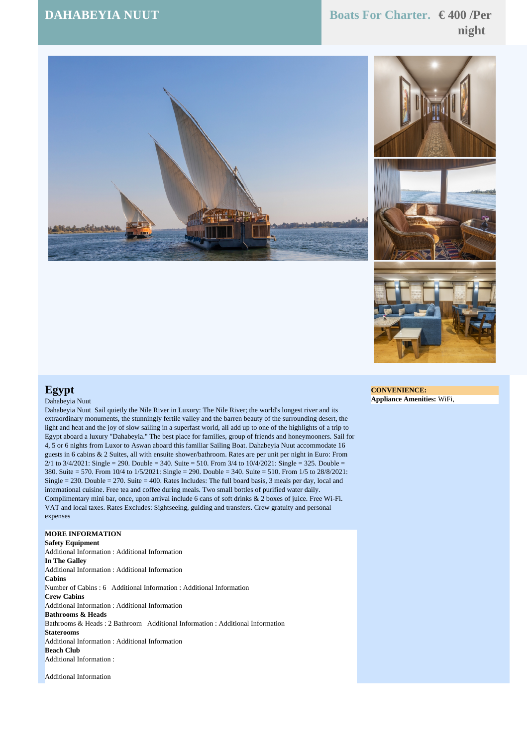# DAHABEYIA NUUT

**Boats For Charter.** **€ 400 /Per night**

## Egypt

Dahabeyia Nuut

Dahabeyia Nuut  Sail quietly the Nile River in Luxury: The Nile River; the world's longest river and its extraordinary monuments, the stunningly fertile valley and the barren beauty of the surrounding desert, the light and heat and the joy of slow sailing in a superfast world, all add up to one of the highlights of a trip to Egypt aboard a luxury "Dahabeyia." The best place for families, group of friends and honeymooners. Sail for 4, 5 or 6 nights from Luxor to Aswan aboard this familiar Sailing Boat. Dahabeyia Nuut accommodate 16 guests in 6 cabins & 2 Suites, all with ensuite shower/bathroom. Rates are per unit per night in Euro: From 2/1 to 3/4/2021: Single = 290. Double = 340. Suite = 510. From 3/4 to 10/4/2021: Single = 325. Double = 380. Suite = 570. From 10/4 to 1/5/2021: Single = 290. Double = 340. Suite = 510. From 1/5 to 28/8/2021: Single = 230. Double = 270. Suite = 400. Rates Includes: The full board basis, 3 meals per day, local and international cuisine. Free tea and coffee during meals. Two small bottles of purified water daily. Complimentary mini bar, once, upon arrival include 6 cans of soft drinks & 2 boxes of juice. Free Wi-Fi. VAT and local taxes. Rates Excludes: Sightseeing, guiding and transfers. Crew gratuity and personal expenses

**MORE INFORMATION**

**Safety Equipment**

Additional Information : Additional Information

**In The Galley**

Additional Information : Additional Information

**Cabins**

Number of Cabins : 6   Additional Information : Additional Information

**Crew Cabins**

Additional Information : Additional Information

**Bathrooms & Heads**

Bathrooms & Heads : 2 Bathroom   Additional Information : Additional Information

**Staterooms**

Additional Information : Additional Information

**Beach Club**

Additional Information :

Additional Information

**CONVENIENCE:**

**Appliance Amenities:** WiFi,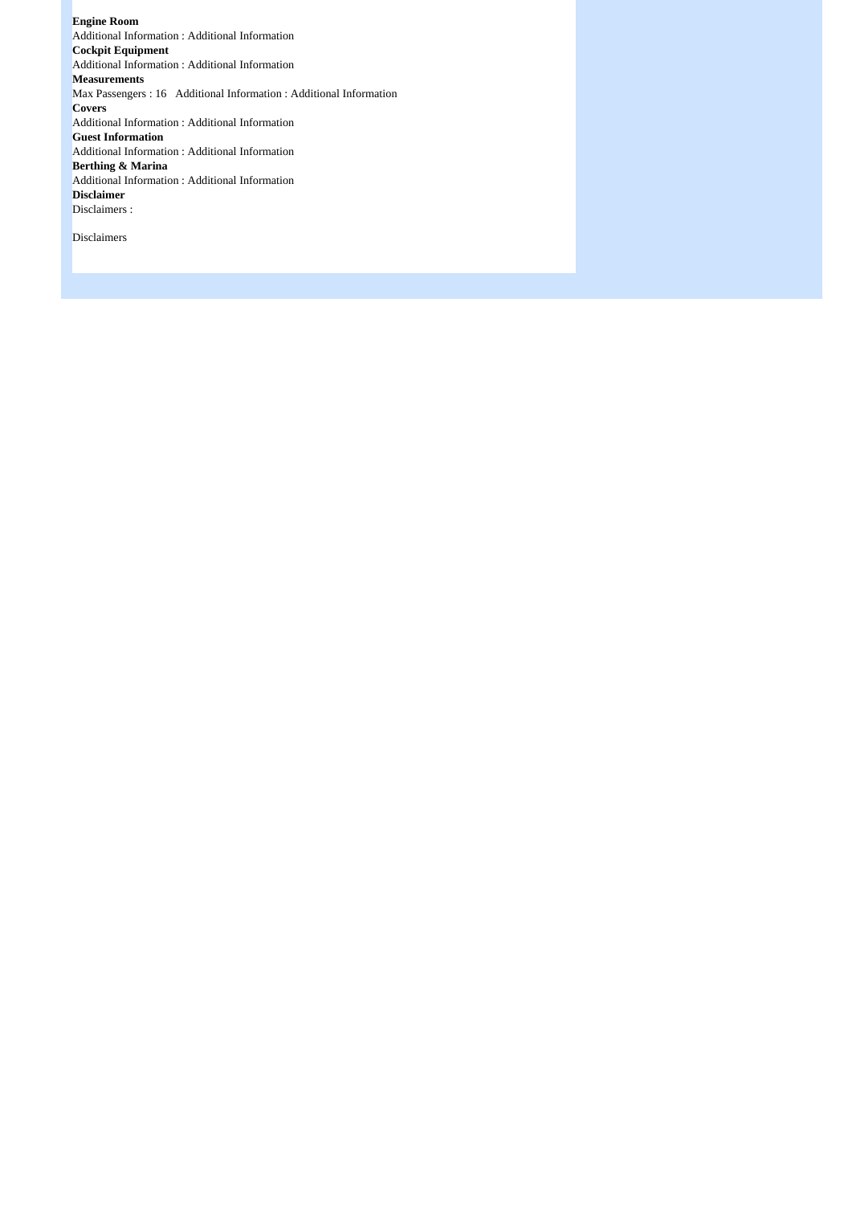**Engine Room**

Additional Information : Additional Information

**Cockpit Equipment**

Additional Information : Additional Information

**Measurements**

Max Passengers : 16   Additional Information : Additional Information

**Covers**

Additional Information : Additional Information

**Guest Information**

Additional Information : Additional Information

**Berthing & Marina**

Additional Information : Additional Information

**Disclaimer**

Disclaimers :

Disclaimers